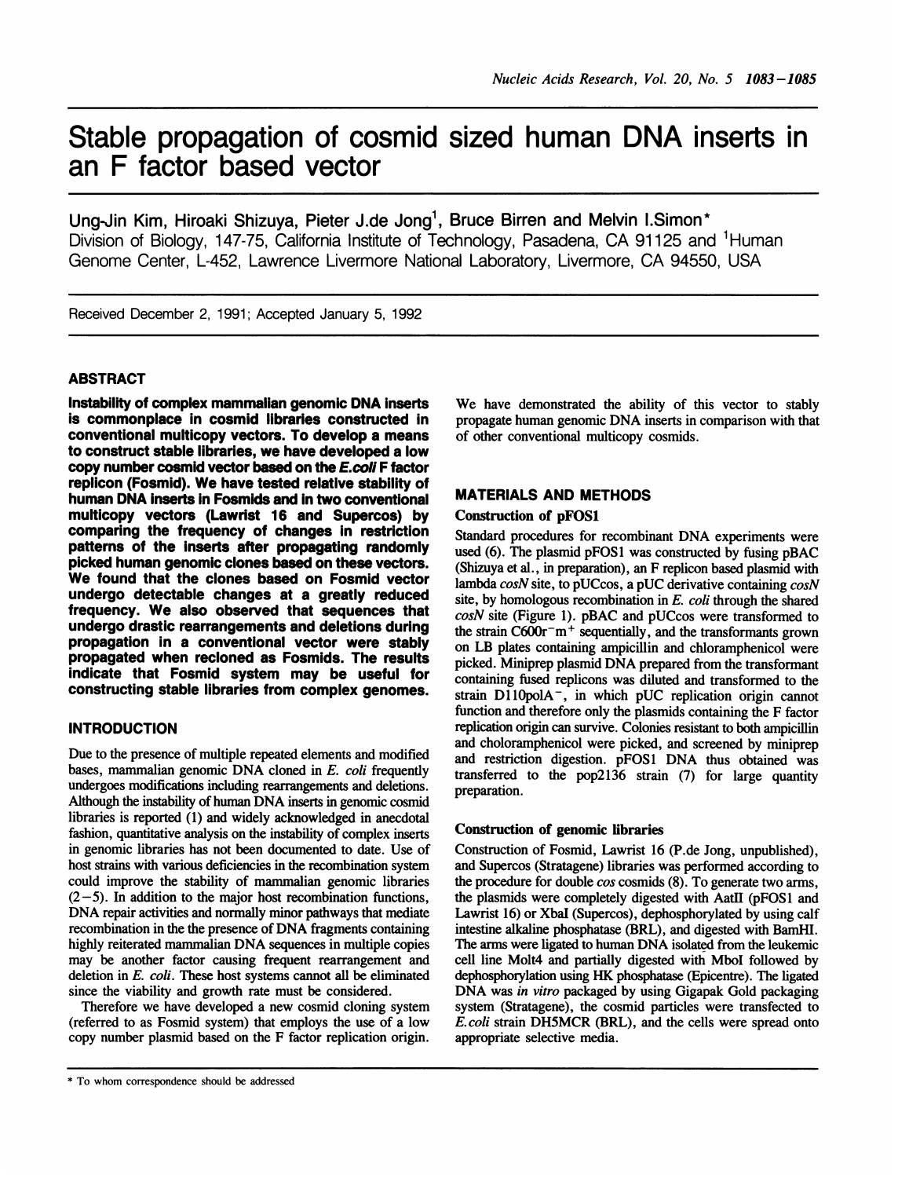# Stable propagation of cosmid sized human DNA inserts in an F factor based vector

Ung-Jin Kim, Hiroaki Shizuya, Pieter J.de Jong[1], Bruce Birren and Melvin I.Simon*

Division of Biology, 147-75, California Institute of Technology, Pasadena, CA 91125 and [1]Human Genome Center, L-452, Lawrence Livermore National Laboratory, Livermore, CA 94550, USA

Received December 2, 1991; Accepted January 5, 1992

## ABSTRACT

**Instability of complex mammalian genomic DNA inserts is commonplace in cosmid libraries constructed in conventional multicopy vectors. To develop a means to construct stable libraries, we have developed a low copy number cosmid vector based on the *E.coli* F factor replicon (Fosmid). We have tested relative stability of human DNA inserts in Fosmids and in two conventional multicopy vectors (Lawrist 16 and Supercos) by comparing the frequency of changes in restriction patterns of the inserts after propagating randomly picked human genomic clones based on these vectors. We found that the clones based on Fosmid vector undergo detectable changes at a greatly reduced frequency. We also observed that sequences that undergo drastic rearrangements and deletions during propagation in a conventional vector were stably propagated when recloned as Fosmids. The results indicate that Fosmid system may be useful for constructing stable libraries from complex genomes.**

## INTRODUCTION

Due to the presence of multiple repeated elements and modified bases, mammalian genomic DNA cloned in *E. coli* frequently undergoes modifications including rearrangements and deletions. Although the instability of human DNA inserts in genomic cosmid libraries is reported (1) and widely acknowledged in anecdotal fashion, quantitative analysis on the instability of complex inserts in genomic libraries has not been documented to date. Use of host strains with various deficiencies in the recombination system could improve the stability of mammalian genomic libraries (2–5). In addition to the major host recombination functions, DNA repair activities and normally minor pathways that mediate recombination in the the presence of DNA fragments containing highly reiterated mammalian DNA sequences in multiple copies may be another factor causing frequent rearrangement and deletion in *E. coli*. These host systems cannot all be eliminated since the viability and growth rate must be considered.

Therefore we have developed a new cosmid cloning system (referred to as Fosmid system) that employs the use of a low copy number plasmid based on the F factor replication origin. We have demonstrated the ability of this vector to stably propagate human genomic DNA inserts in comparison with that of other conventional multicopy cosmids.

## MATERIALS AND METHODS

### Construction of pFOS1

Standard procedures for recombinant DNA experiments were used (6). The plasmid pFOS1 was constructed by fusing pBAC (Shizuya et al., in preparation), an F replicon based plasmid with lambda *cosN* site, to pUCcos, a pUC derivative containing *cosN* site, by homologous recombination in *E. coli* through the shared *cosN* site (Figure 1). pBAC and pUCcos were transformed to the strain C600r$^-$m$^+$ sequentially, and the transformants grown on LB plates containing ampicillin and chloramphenicol were picked. Miniprep plasmid DNA prepared from the transformant containing fused replicons was diluted and transformed to the strain D110polA$^-$, in which pUC replication origin cannot function and therefore only the plasmids containing the F factor replication origin can survive. Colonies resistant to both ampicillin and choloramphenicol were picked, and screened by miniprep and restriction digestion. pFOS1 DNA thus obtained was transferred to the pop2136 strain (7) for large quantity preparation.

### Construction of genomic libraries

Construction of Fosmid, Lawrist 16 (P.de Jong, unpublished), and Supercos (Stratagene) libraries was performed according to the procedure for double *cos* cosmids (8). To generate two arms, the plasmids were completely digested with AatII (pFOS1 and Lawrist 16) or XbaI (Supercos), dephosphorylated by using calf intestine alkaline phosphatase (BRL), and digested with BamHI. The arms were ligated to human DNA isolated from the leukemic cell line Molt4 and partially digested with MboI followed by dephosphorylation using HK phosphatase (Epicentre). The ligated DNA was *in vitro* packaged by using Gigapak Gold packaging system (Stratagene), the cosmid particles were transfected to *E.coli* strain DH5MCR (BRL), and the cells were spread onto appropriate selective media.

* To whom correspondence should be addressed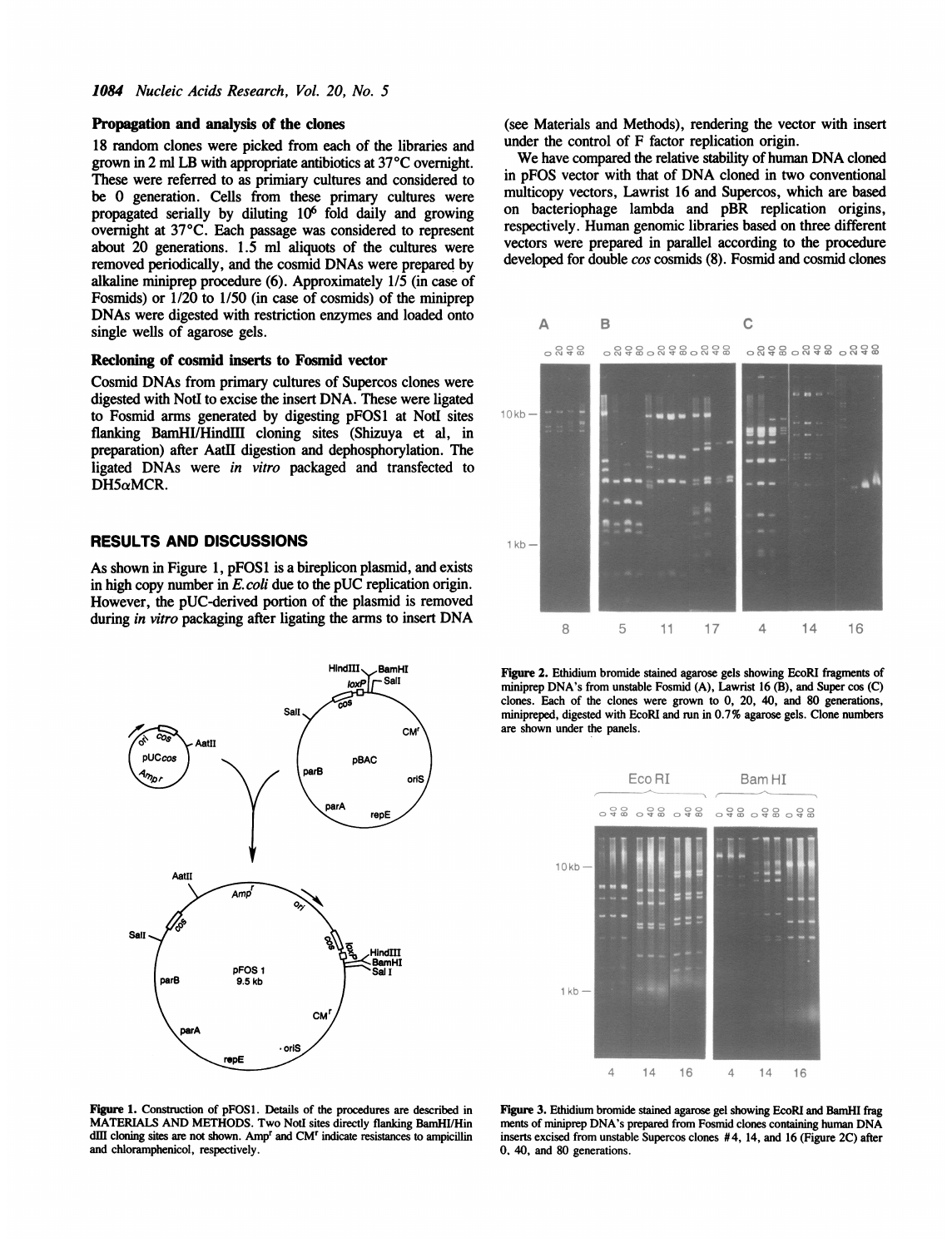### Propagation and analysis of the clones

18 random clones were picked from each of the libraries and grown in 2 ml LB with appropriate antibiotics at 37°C overnight. These were referred to as primiary cultures and considered to be 0 generation. Cells from these primary cultures were propagated serially by diluting $10^6$ fold daily and growing overnight at 37°C. Each passage was considered to represent about 20 generations. 1.5 ml aliquots of the cultures were removed periodically, and the cosmid DNAs were prepared by alkaline miniprep procedure (6). Approximately 1/5 (in case of Fosmids) or 1/20 to 1/50 (in case of cosmids) of the miniprep DNAs were digested with restriction enzymes and loaded onto single wells of agarose gels.

### Recloning of cosmid inserts to Fosmid vector

Cosmid DNAs from primary cultures of Supercos clones were digested with NotI to excise the insert DNA. These were ligated to Fosmid arms generated by digesting pFOS1 at NotI sites flanking BamHI/HindIII cloning sites (Shizuya et al, in preparation) after AatII digestion and dephosphorylation. The ligated DNAs were *in vitro* packaged and transfected to DH5αMCR.

## RESULTS AND DISCUSSIONS

As shown in Figure 1, pFOS1 is a bireplicon plasmid, and exists in high copy number in *E.coli* due to the pUC replication origin. However, the pUC-derived portion of the plasmid is removed during *in vitro* packaging after ligating the arms to insert DNA (see Materials and Methods), rendering the vector with insert under the control of F factor replication origin.

We have compared the relative stability of human DNA cloned in pFOS vector with that of DNA cloned in two conventional multicopy vectors, Lawrist 16 and Supercos, which are based on bacteriophage lambda and pBR replication origins, respectively. Human genomic libraries based on three different vectors were prepared in parallel according to the procedure developed for double *cos* cosmids (8). Fosmid and cosmid clones

**Figure 1.** Construction of pFOS1. Details of the procedures are described in MATERIALS AND METHODS. Two NotI sites directly flanking BamHI/HindIII cloning sites are not shown. Amp$^r$ and CM$^r$ indicate resistances to ampicillin and chloramphenicol, respectively.

**Figure 2.** Ethidium bromide stained agarose gels showing EcoRI fragments of miniprep DNA's from unstable Fosmid (A), Lawrist 16 (B), and Super cos (C) clones. Each of the clones were grown to 0, 20, 40, and 80 generations, minipreped, digested with EcoRI and run in 0.7% agarose gels. Clone numbers are shown under the panels.

**Figure 3.** Ethidium bromide stained agarose gel showing EcoRI and BamHI fragments of miniprep DNA's prepared from Fosmid clones containing human DNA inserts excised from unstable Supercos clones #4, 14, and 16 (Figure 2C) after 0, 40, and 80 generations.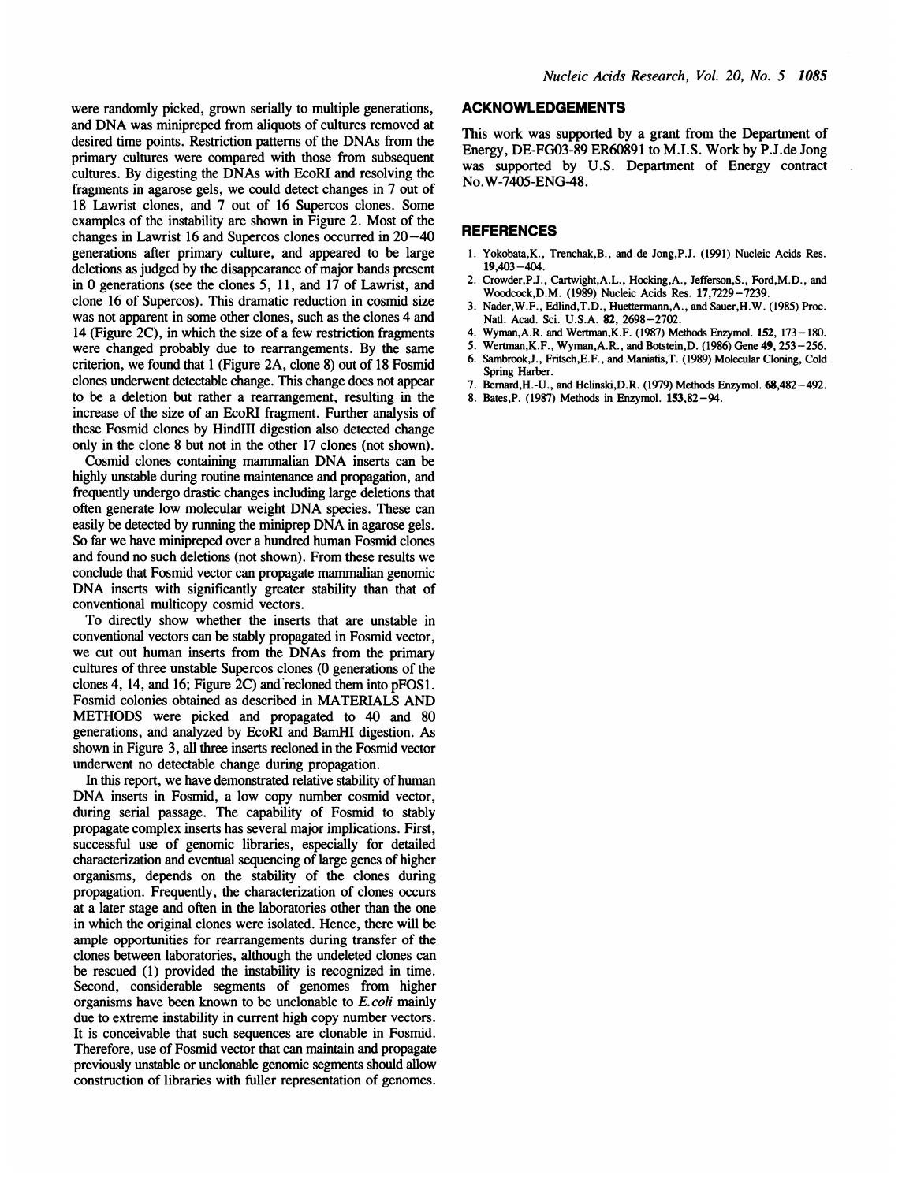were randomly picked, grown serially to multiple generations, and DNA was minipreped from aliquots of cultures removed at desired time points. Restriction patterns of the DNAs from the primary cultures were compared with those from subsequent cultures. By digesting the DNAs with EcoRI and resolving the fragments in agarose gels, we could detect changes in 7 out of 18 Lawrist clones, and 7 out of 16 Supercos clones. Some examples of the instability are shown in Figure 2. Most of the changes in Lawrist 16 and Supercos clones occurred in 20–40 generations after primary culture, and appeared to be large deletions as judged by the disappearance of major bands present in 0 generations (see the clones 5, 11, and 17 of Lawrist, and clone 16 of Supercos). This dramatic reduction in cosmid size was not apparent in some other clones, such as the clones 4 and 14 (Figure 2C), in which the size of a few restriction fragments were changed probably due to rearrangements. By the same criterion, we found that 1 (Figure 2A, clone 8) out of 18 Fosmid clones underwent detectable change. This change does not appear to be a deletion but rather a rearrangement, resulting in the increase of the size of an EcoRI fragment. Further analysis of these Fosmid clones by HindIII digestion also detected change only in the clone 8 but not in the other 17 clones (not shown).

Cosmid clones containing mammalian DNA inserts can be highly unstable during routine maintenance and propagation, and frequently undergo drastic changes including large deletions that often generate low molecular weight DNA species. These can easily be detected by running the miniprep DNA in agarose gels. So far we have minipreped over a hundred human Fosmid clones and found no such deletions (not shown). From these results we conclude that Fosmid vector can propagate mammalian genomic DNA inserts with significantly greater stability than that of conventional multicopy cosmid vectors.

To directly show whether the inserts that are unstable in conventional vectors can be stably propagated in Fosmid vector, we cut out human inserts from the DNAs from the primary cultures of three unstable Supercos clones (0 generations of the clones 4, 14, and 16; Figure 2C) and recloned them into pFOS1. Fosmid colonies obtained as described in MATERIALS AND METHODS were picked and propagated to 40 and 80 generations, and analyzed by EcoRI and BamHI digestion. As shown in Figure 3, all three inserts recloned in the Fosmid vector underwent no detectable change during propagation.

In this report, we have demonstrated relative stability of human DNA inserts in Fosmid, a low copy number cosmid vector, during serial passage. The capability of Fosmid to stably propagate complex inserts has several major implications. First, successful use of genomic libraries, especially for detailed characterization and eventual sequencing of large genes of higher organisms, depends on the stability of the clones during propagation. Frequently, the characterization of clones occurs at a later stage and often in the laboratories other than the one in which the original clones were isolated. Hence, there will be ample opportunities for rearrangements during transfer of the clones between laboratories, although the undeleted clones can be rescued (1) provided the instability is recognized in time. Second, considerable segments of genomes from higher organisms have been known to be unclonable to *E.coli* mainly due to extreme instability in current high copy number vectors. It is conceivable that such sequences are clonable in Fosmid. Therefore, use of Fosmid vector that can maintain and propagate previously unstable or unclonable genomic segments should allow construction of libraries with fuller representation of genomes.

## ACKNOWLEDGEMENTS

This work was supported by a grant from the Department of Energy, DE-FG03-89 ER60891 to M.I.S. Work by P.J.de Jong was supported by U.S. Department of Energy contract No.W-7405-ENG-48.

## REFERENCES

1. Yokobata,K., Trenchak,B., and de Jong,P.J. (1991) Nucleic Acids Res. **19**,403–404.
2. Crowder,P.J., Cartwright,A.L., Hocking,A., Jefferson,S., Ford,M.D., and Woodcock,D.M. (1989) Nucleic Acids Res. **17**,7229–7239.
3. Nader,W.F., Edlind,T.D., Huettermann,A., and Sauer,H.W. (1985) Proc. Natl. Acad. Sci. U.S.A. **82**, 2698–2702.
4. Wyman,A.R. and Wertman,K.F. (1987) Methods Enzymol. **152**, 173–180.
5. Wertman,K.F., Wyman,A.R., and Botstein,D. (1986) Gene **49**, 253–256.
6. Sambrook,J., Fritsch,E.F., and Maniatis,T. (1989) Molecular Cloning, Cold Spring Harber.
7. Bernard,H.-U., and Helinski,D.R. (1979) Methods Enzymol. **68**,482–492.
8. Bates,P. (1987) Methods in Enzymol. **153**,82–94.